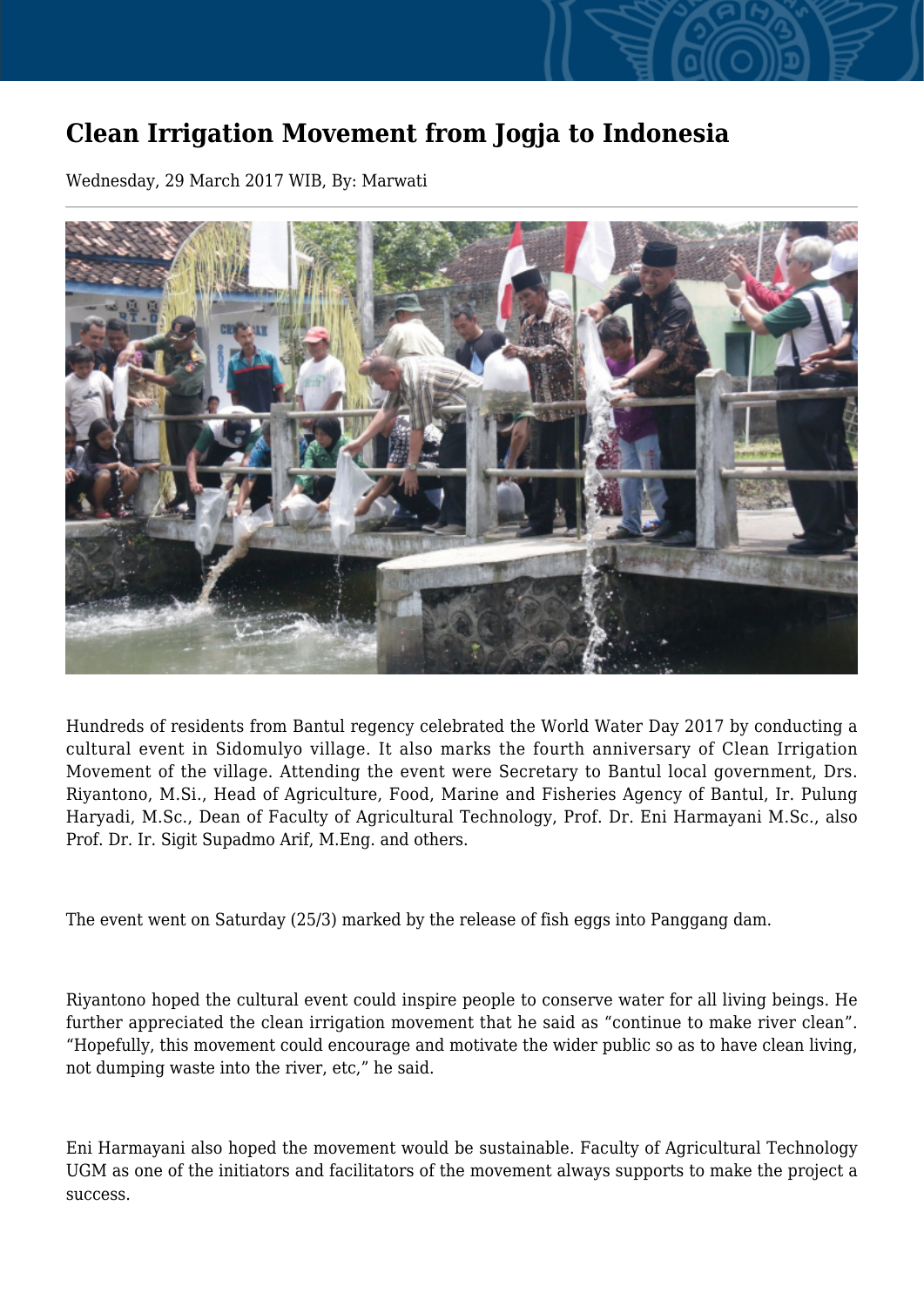# Clean Irrigation Movement from Jogja to Indonesia

Wednesday, 29 March 2017 WIB, By: Marwati

Hundreds of residents from Bantul regency celebrated the World Water Day 2017 by conducting a cultural event in Sidomulyo village. It also marks the fourth anniversary of Clean Irrigation Movement of the village. Attending the event were Secretary to Bantul local government, Drs. Riyantono, M.Si., Head of Agriculture, Food, Marine and Fisheries Agency of Bantul, Ir. Pulung Haryadi, M.Sc., Dean of Faculty of Agricultural Technology, Prof. Dr. Eni Harmayani M.Sc., also Prof. Dr. Ir. Sigit Supadmo Arif, M.Eng. and others.

The event went on Saturday (25/3) marked by the release of fish eggs into Panggang dam.

Riyantono hoped the cultural event could inspire people to conserve water for all living beings. He further appreciated the clean irrigation movement that he said as “continue to make river clean”. “Hopefully, this movement could encourage and motivate the wider public so as to have clean living, not dumping waste into the river, etc,” he said.

Eni Harmayani also hoped the movement would be sustainable. Faculty of Agricultural Technology UGM as one of the initiators and facilitators of the movement always supports to make the project a success.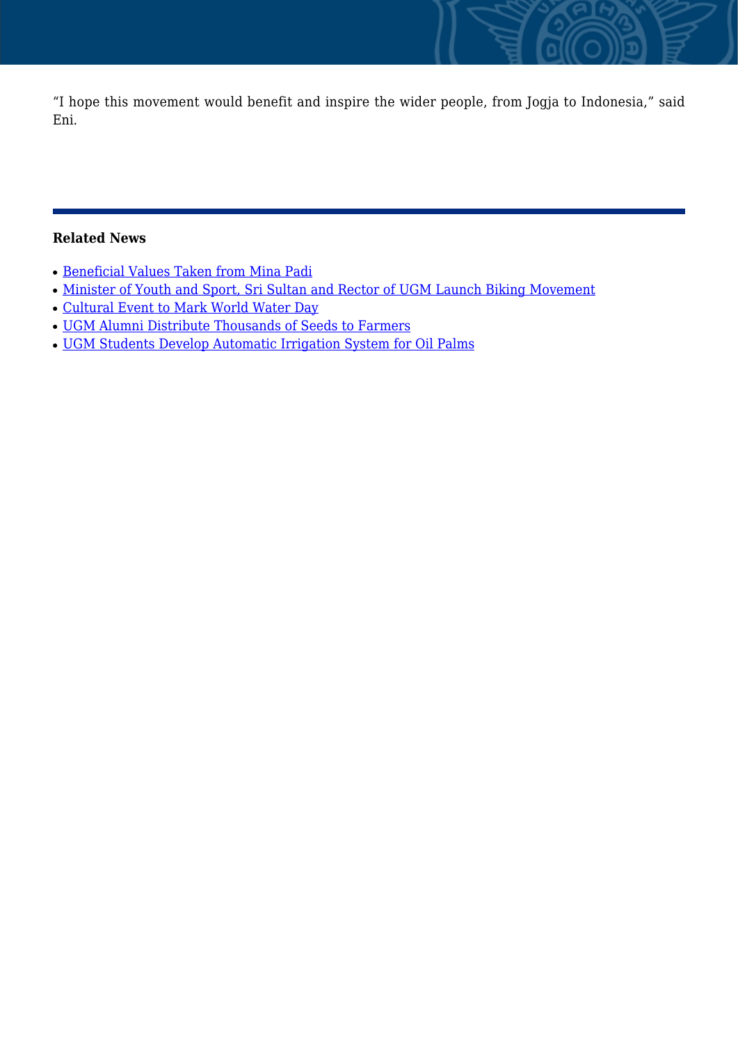"I hope this movement would benefit and inspire the wider people, from Jogja to Indonesia," said Eni.

---

**Related News**

- Beneficial Values Taken from Mina Padi
- Minister of Youth and Sport, Sri Sultan and Rector of UGM Launch Biking Movement
- Cultural Event to Mark World Water Day
- UGM Alumni Distribute Thousands of Seeds to Farmers
- UGM Students Develop Automatic Irrigation System for Oil Palms